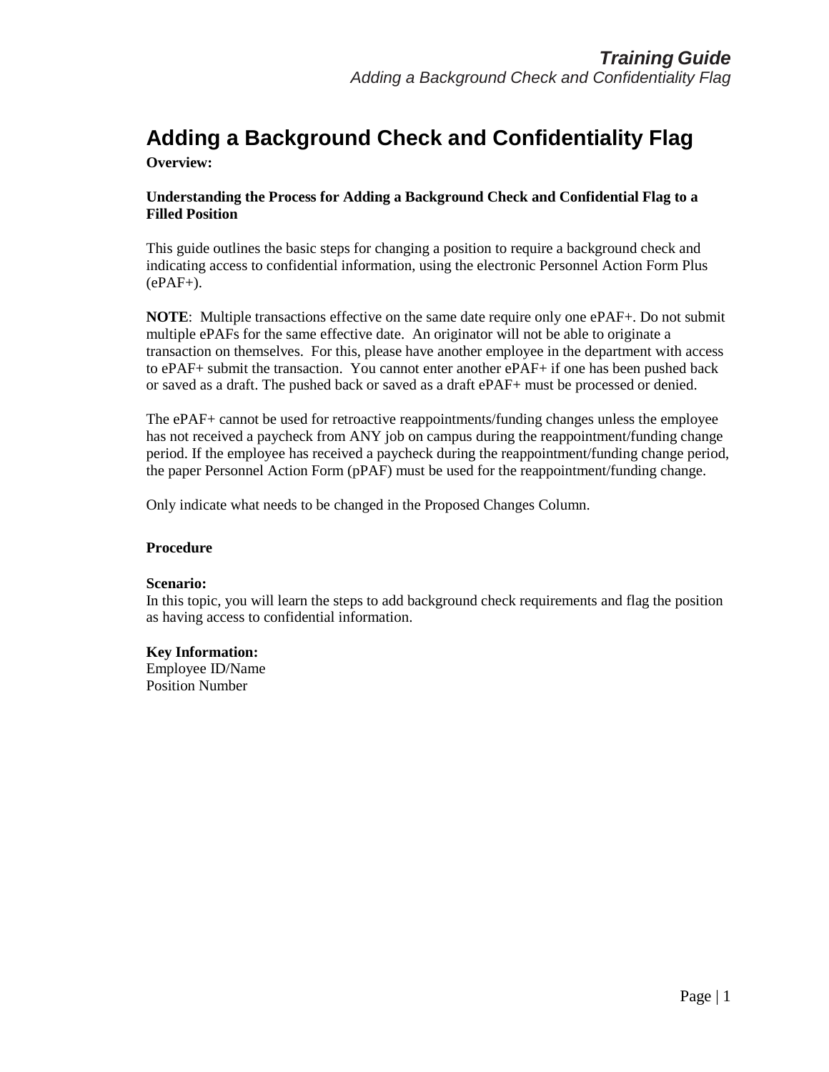# Adding a Background Check and Confidentiality Flag

**Overview:**

**Understanding the Process for Adding a Background Check and Confidential Flag to a Filled Position**

This guide outlines the basic steps for changing a position to require a background check and indicating access to confidential information, using the electronic Personnel Action Form Plus (ePAF+).

**NOTE**: Multiple transactions effective on the same date require only one ePAF+. Do not submit multiple ePAFs for the same effective date. An originator will not be able to originate a transaction on themselves. For this, please have another employee in the department with access to ePAF+ submit the transaction. You cannot enter another ePAF+ if one has been pushed back or saved as a draft. The pushed back or saved as a draft ePAF+ must be processed or denied.

The ePAF+ cannot be used for retroactive reappointments/funding changes unless the employee has not received a paycheck from ANY job on campus during the reappointment/funding change period. If the employee has received a paycheck during the reappointment/funding change period, the paper Personnel Action Form (pPAF) must be used for the reappointment/funding change.

Only indicate what needs to be changed in the Proposed Changes Column.

**Procedure**

**Scenario:**
In this topic, you will learn the steps to add background check requirements and flag the position as having access to confidential information.

**Key Information:**
Employee ID/Name
Position Number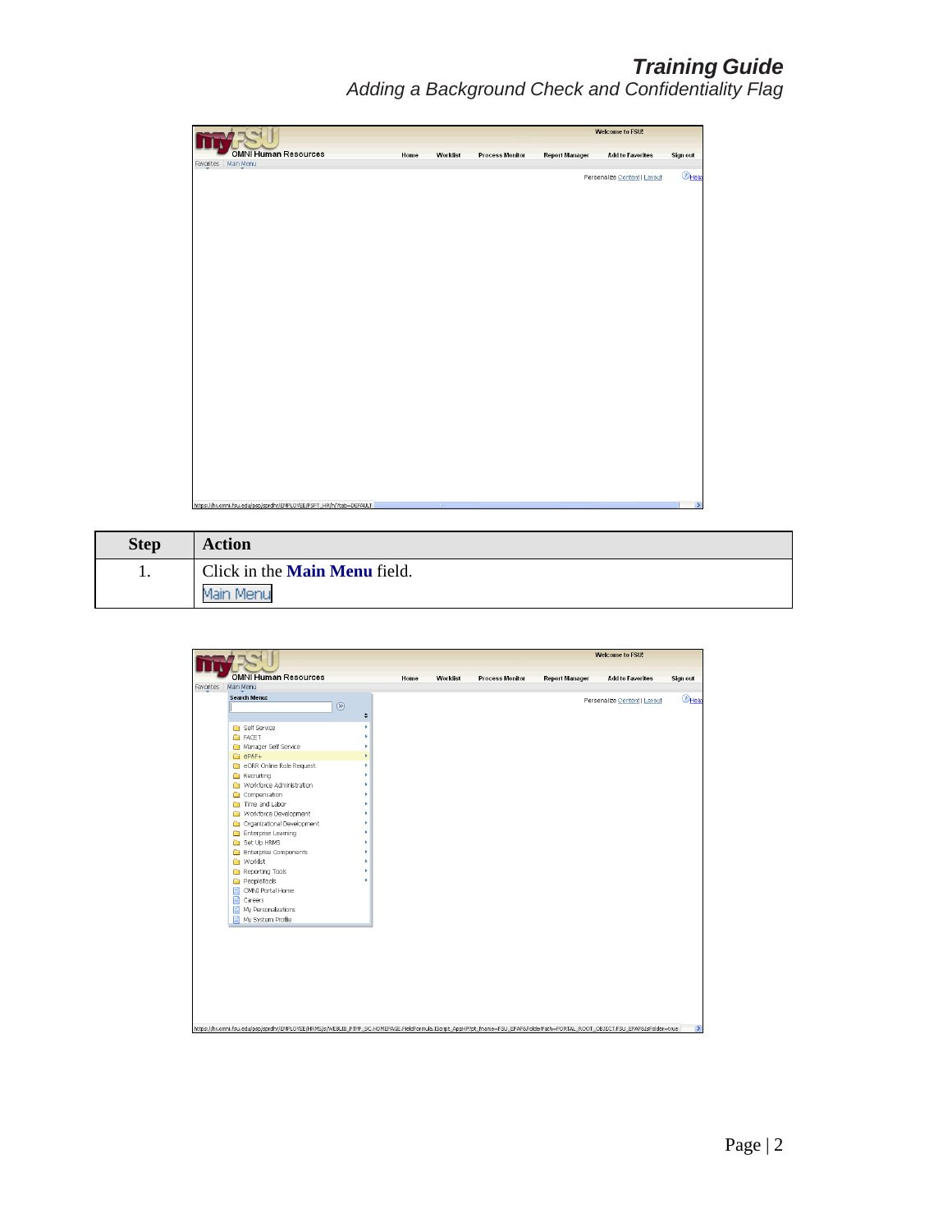| Step | Action |
| --- | --- |
| 1. | Click in the **Main Menu** field. Main Menu |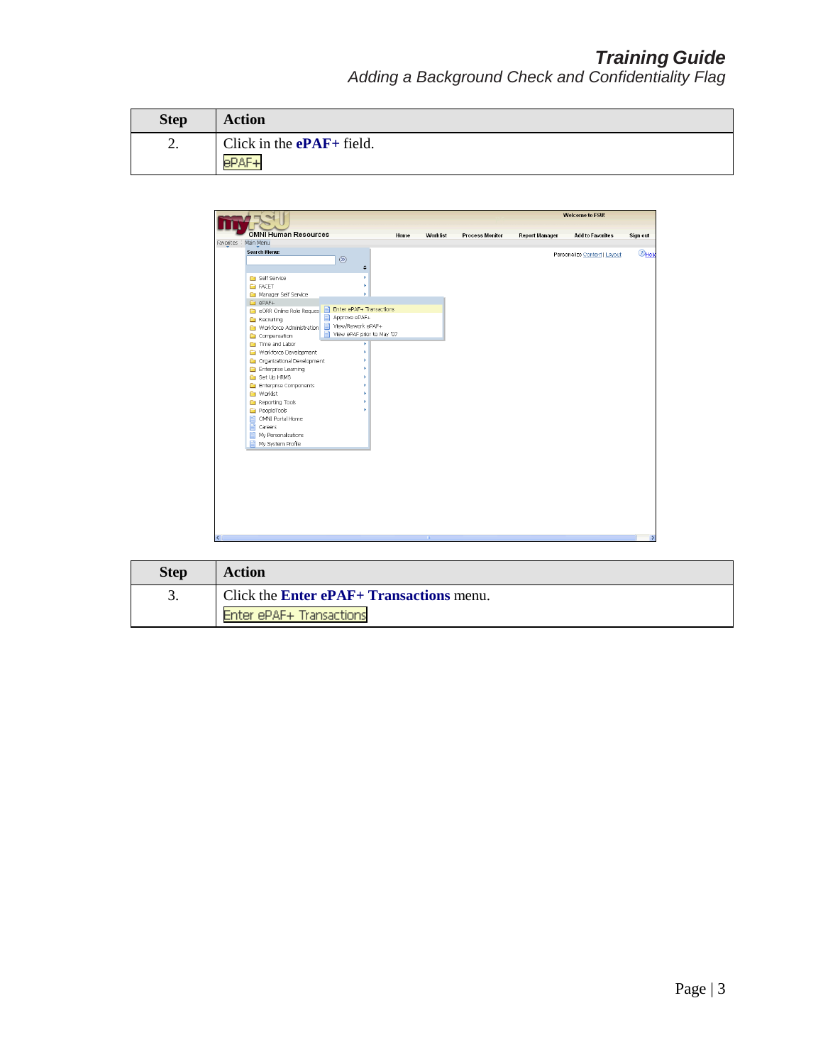| Step | Action |
| --- | --- |
| 2. | Click in the **ePAF+** field. ePAF+ |

| Step | Action |
| --- | --- |
| 3. | Click the **Enter ePAF+ Transactions** menu. Enter ePAF+ Transactions |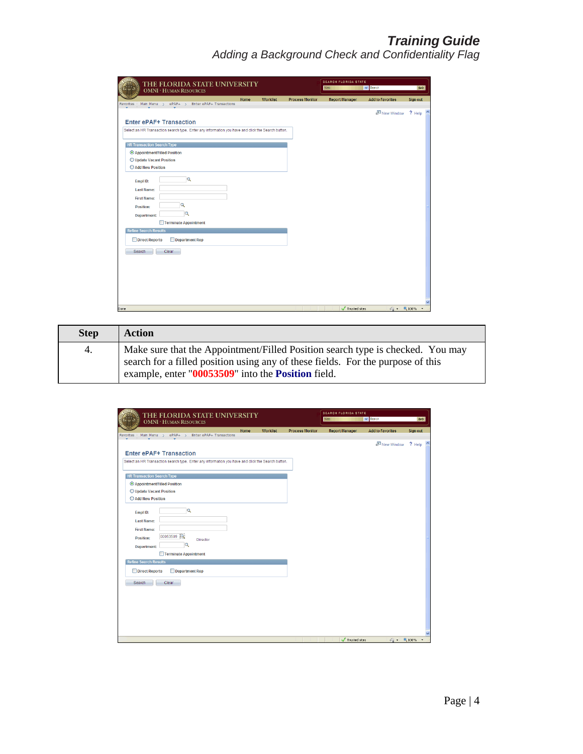| Step | Action |
| --- | --- |
| 4. | Make sure that the Appointment/Filled Position search type is checked. You may search for a filled position using any of these fields. For the purpose of this example, enter "**00053509**" into the **Position** field. |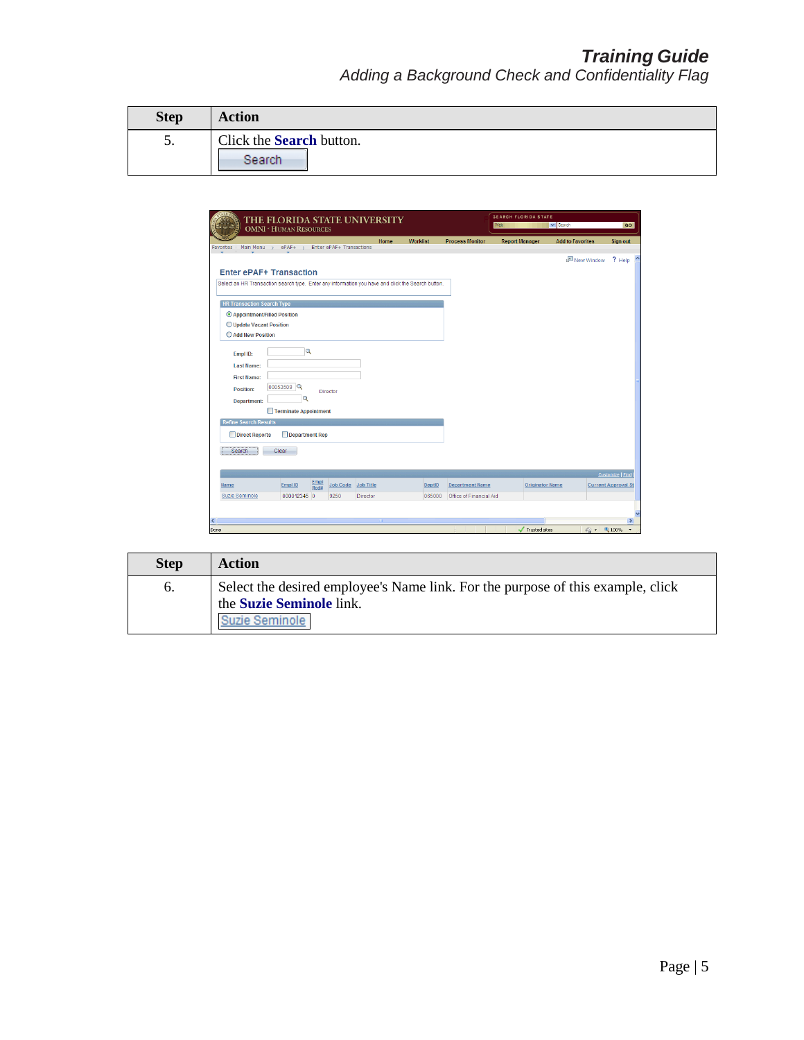| Step | Action |
|---|---|
| 5. | Click the **Search** button. |

| Step | Action |
|---|---|
| 6. | Select the desired employee's Name link. For the purpose of this example, click the **Suzie Seminole** link. |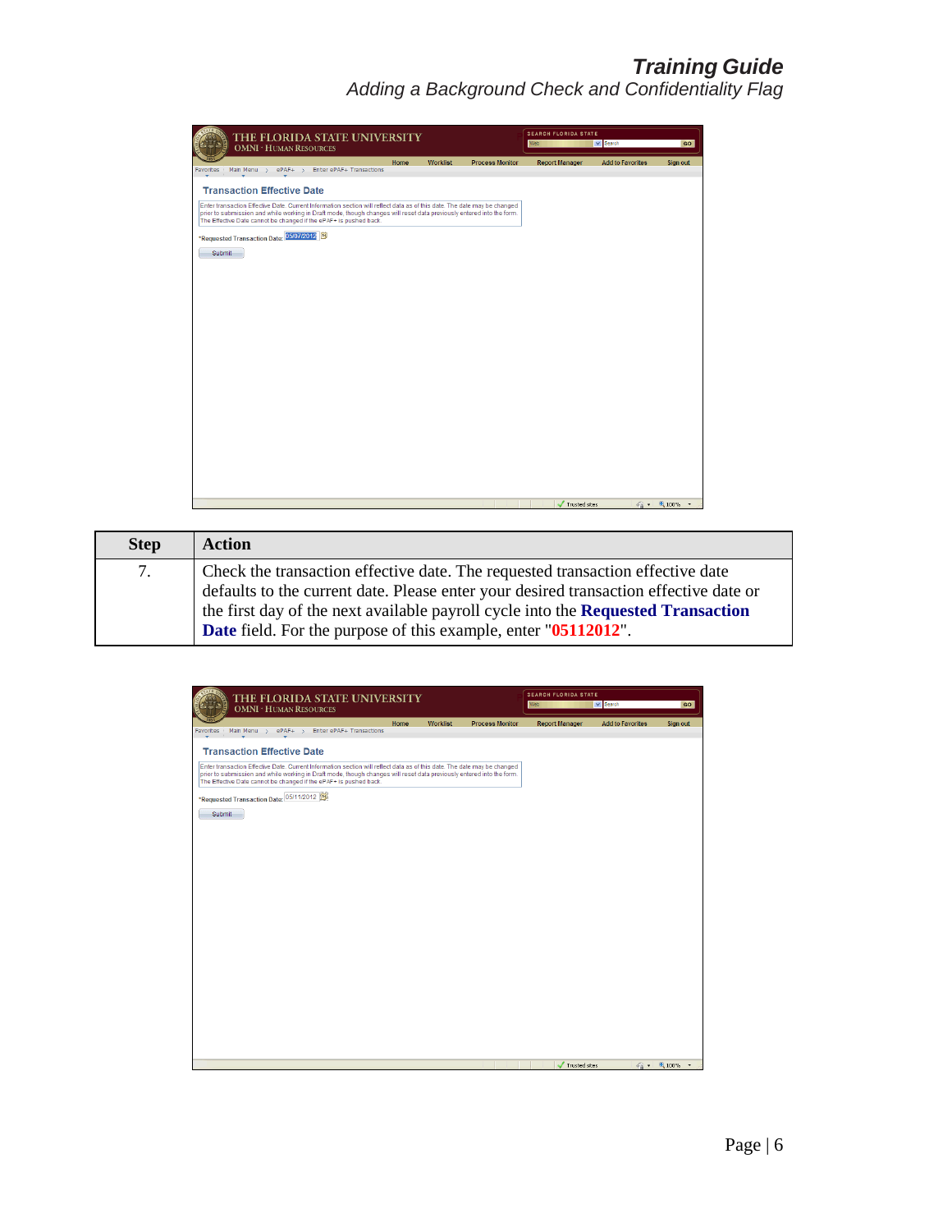| Step | Action |
| --- | --- |
| 7. | Check the transaction effective date. The requested transaction effective date defaults to the current date. Please enter your desired transaction effective date or the first day of the next available payroll cycle into the **Requested Transaction Date** field. For the purpose of this example, enter "**05112012**". |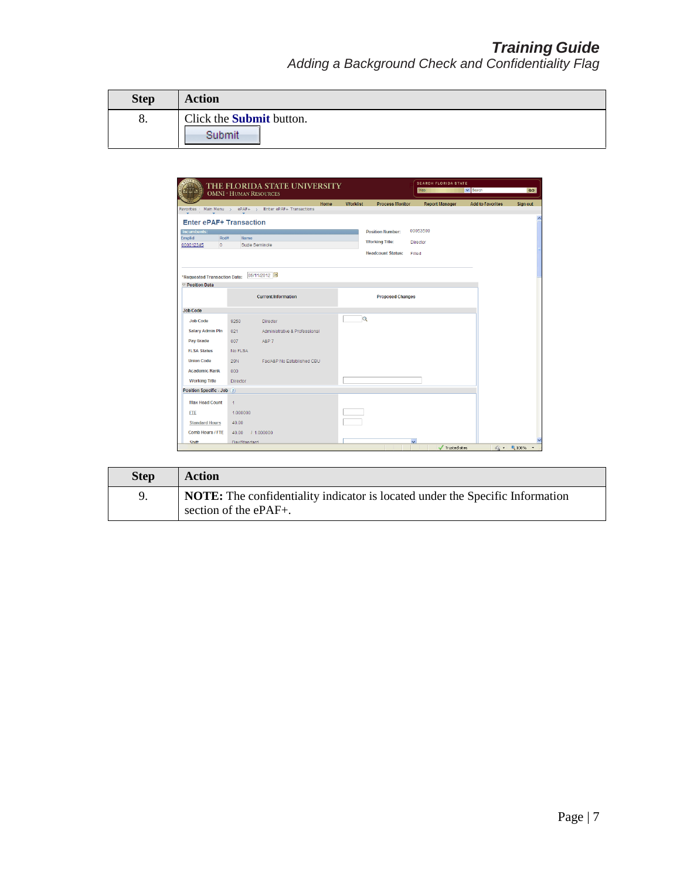| Step | Action |
|---|---|
| 8. | Click the **Submit** button. Submit |

| Step | Action |
|---|---|
| 9. | **NOTE:** The confidentiality indicator is located under the Specific Information section of the ePAF+. |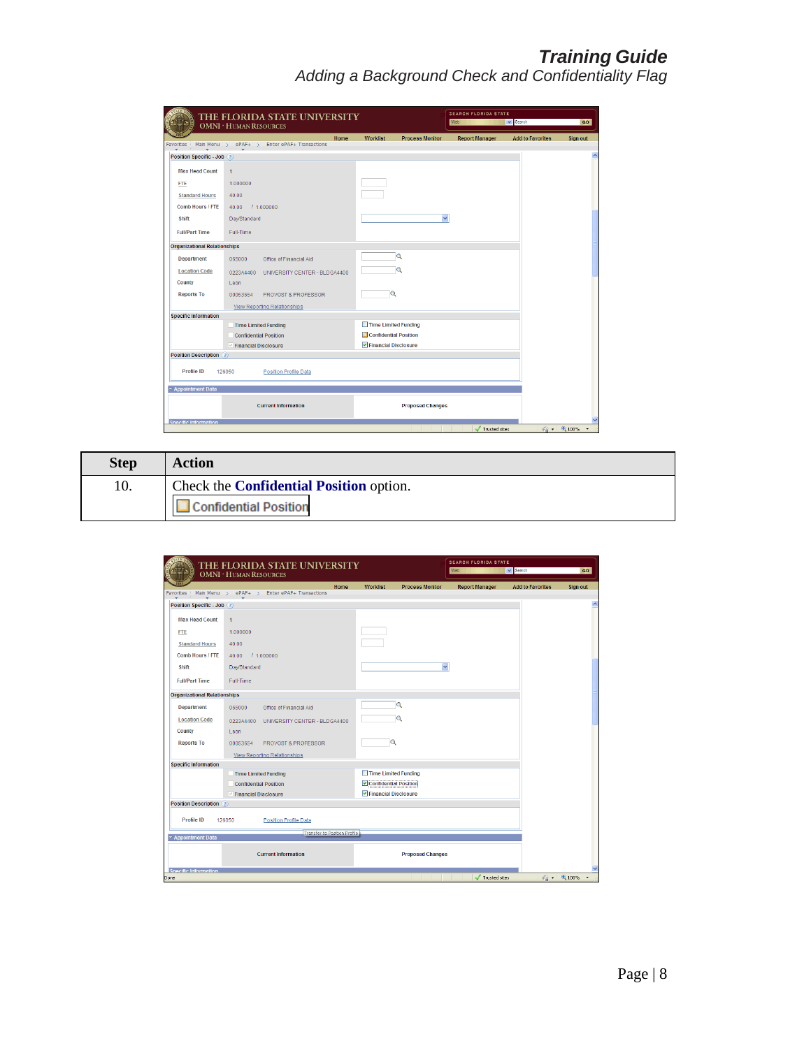| Step | Action |
| --- | --- |
| 10. | Check the **Confidential Position** option. Confidential Position |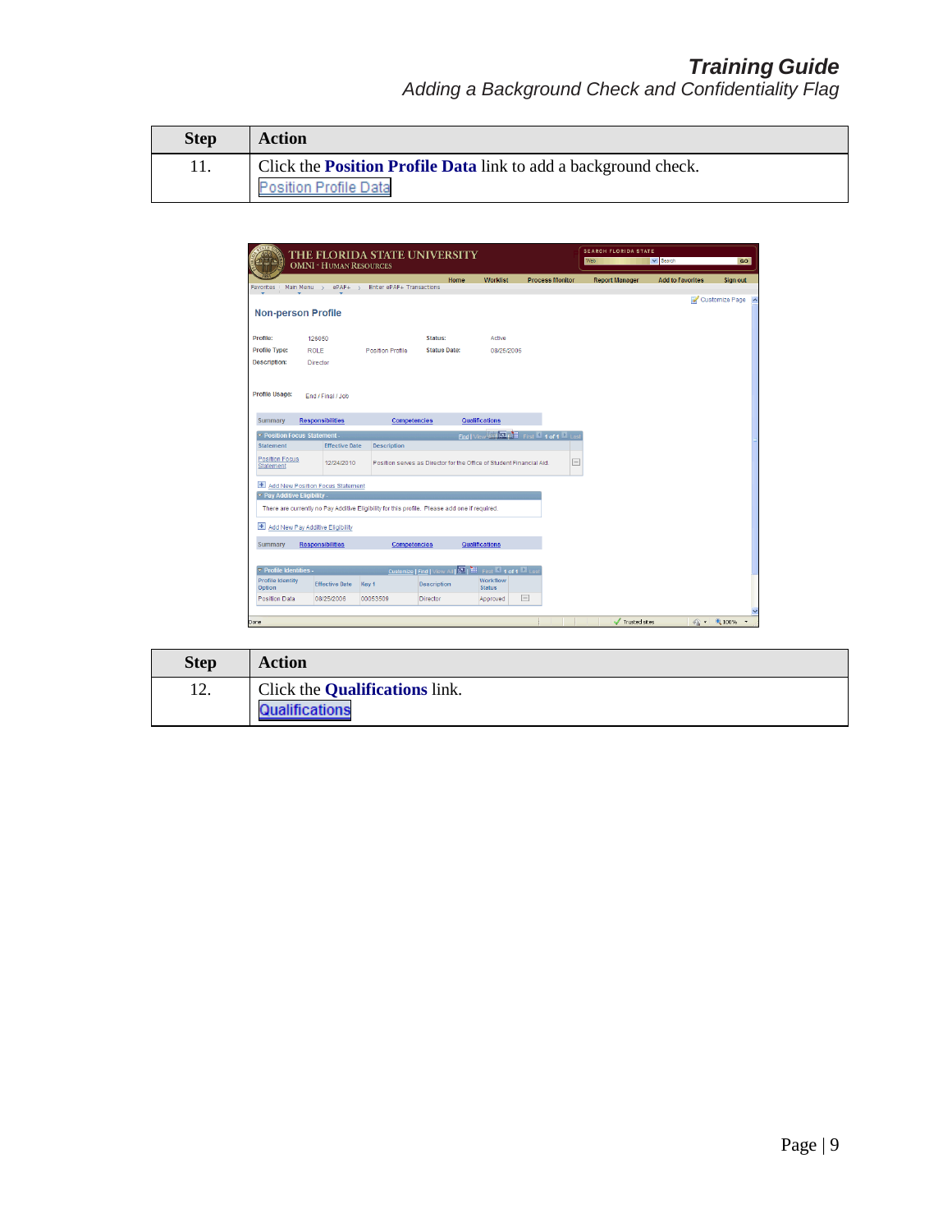| Step | Action |
|---|---|
| 11. | Click the **Position Profile Data** link to add a background check. Position Profile Data |

| Step | Action |
|---|---|
| 12. | Click the **Qualifications** link. Qualifications |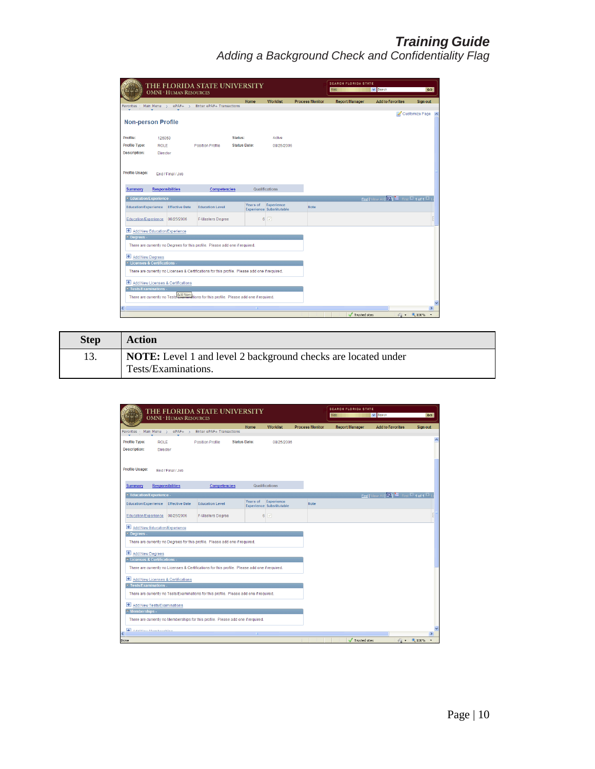| Step | Action |
|---|---|
| 13. | **NOTE:** Level 1 and level 2 background checks are located under Tests/Examinations. |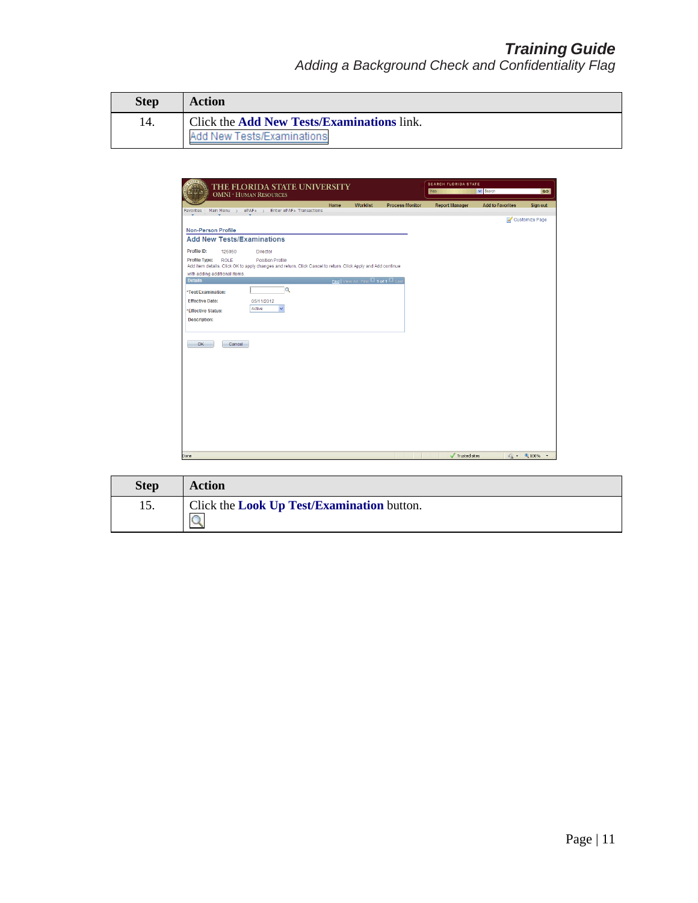| Step | Action |
|---|---|
| 14. | Click the **Add New Tests/Examinations** link.<br>Add New Tests/Examinations |

| Step | Action |
|---|---|
| 15. | Click the **Look Up Test/Examination** button. |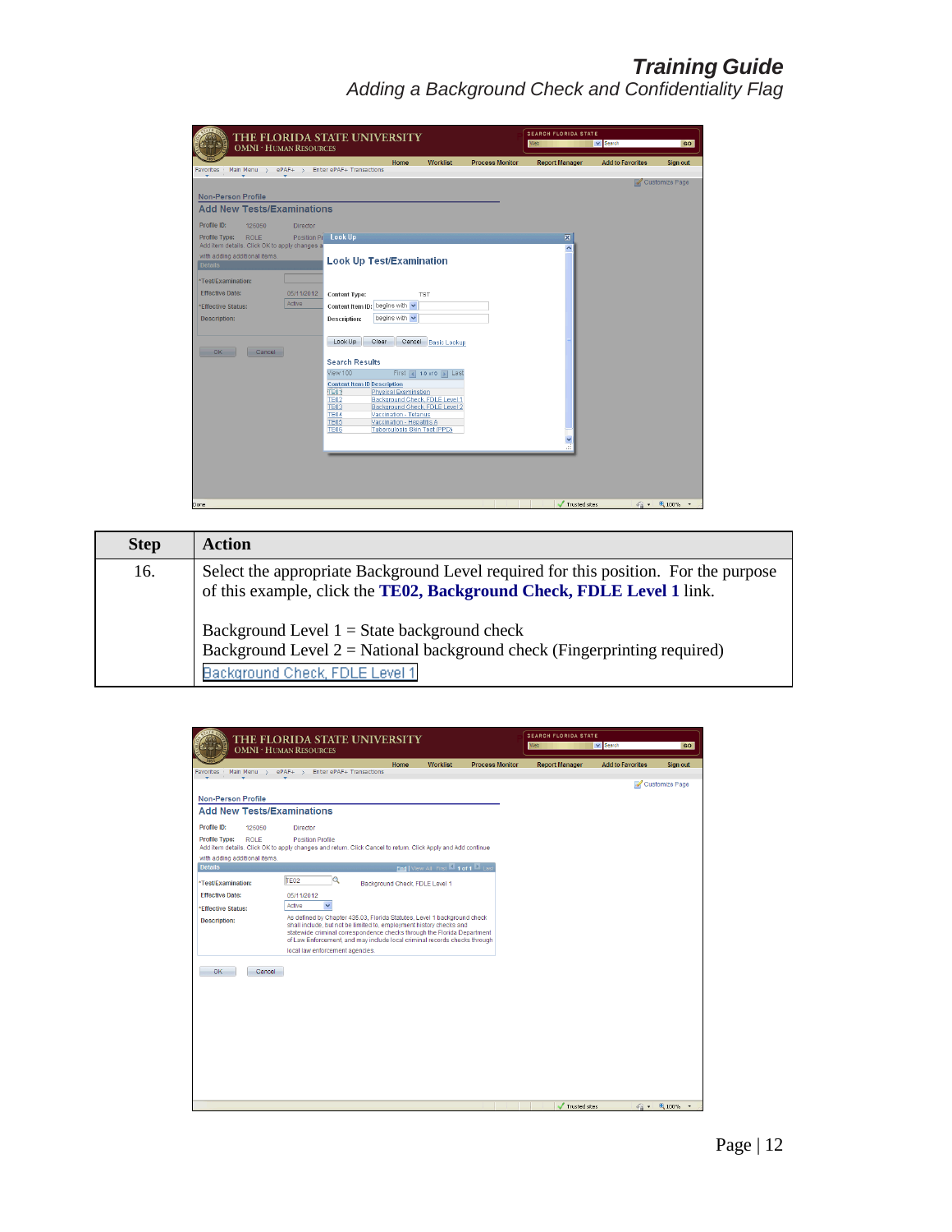| Step | Action |
| --- | --- |
| 16. | Select the appropriate Background Level required for this position. For the purpose of this example, click the **TE02, Background Check, FDLE Level 1** link.<br><br>Background Level 1 = State background check<br>Background Level 2 = National background check (Fingerprinting required)<br>Background Check, FDLE Level 1 |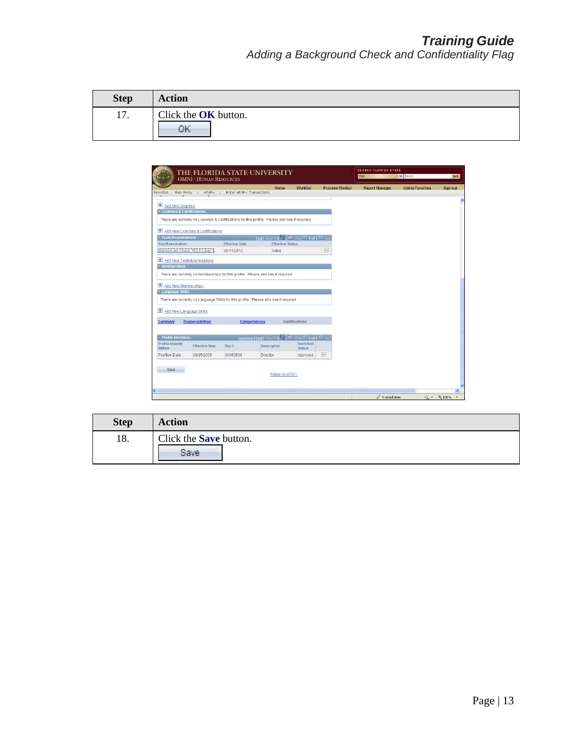| Step | Action |
| --- | --- |
| 17. | Click the **OK** button. |

| Step | Action |
| --- | --- |
| 18. | Click the **Save** button. |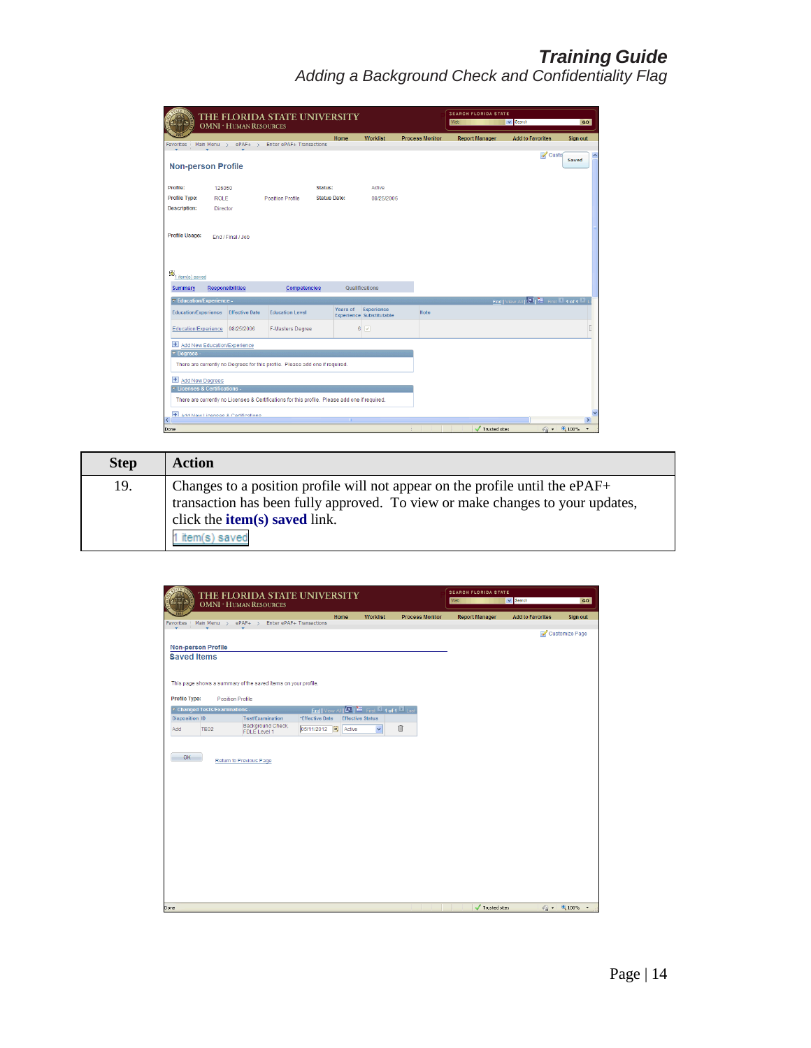| Step | Action |
|---|---|
| 19. | Changes to a position profile will not appear on the profile until the ePAF+ transaction has been fully approved. To view or make changes to your updates, click the **item(s) saved** link. 1 item(s) saved |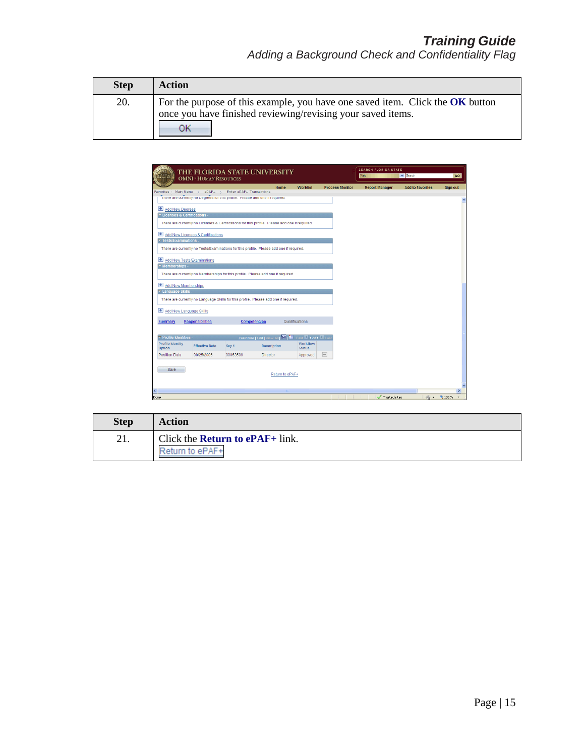| Step | Action |
|---|---|
| 20. | For the purpose of this example, you have one saved item. Click the **OK** button once you have finished reviewing/revising your saved items. OK |

| Step | Action |
|---|---|
| 21. | Click the **Return to ePAF+** link. Return to ePAF+ |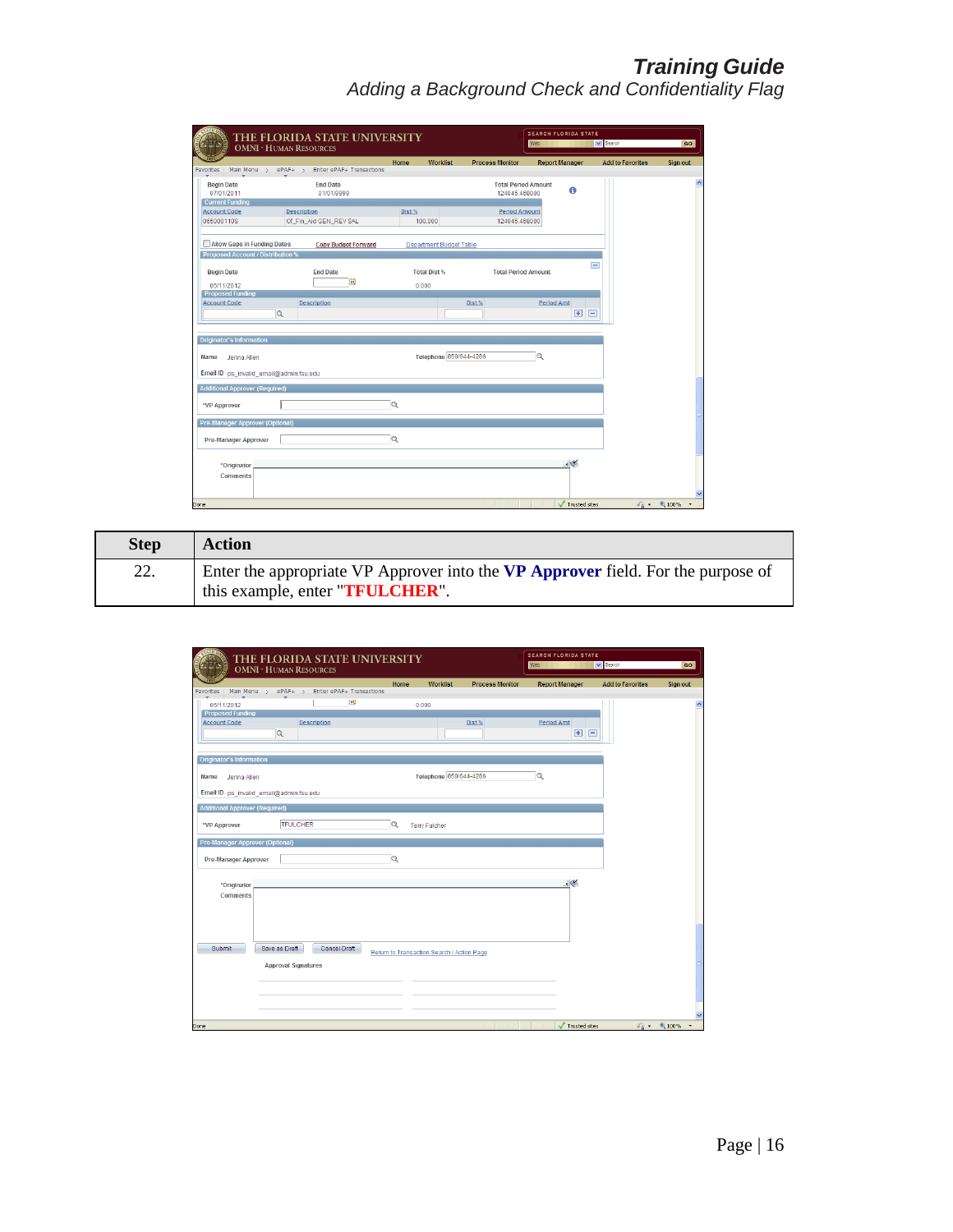| Step | Action |
| --- | --- |
| 22. | Enter the appropriate VP Approver into the **VP Approver** field. For the purpose of this example, enter "**TFULCHER**". |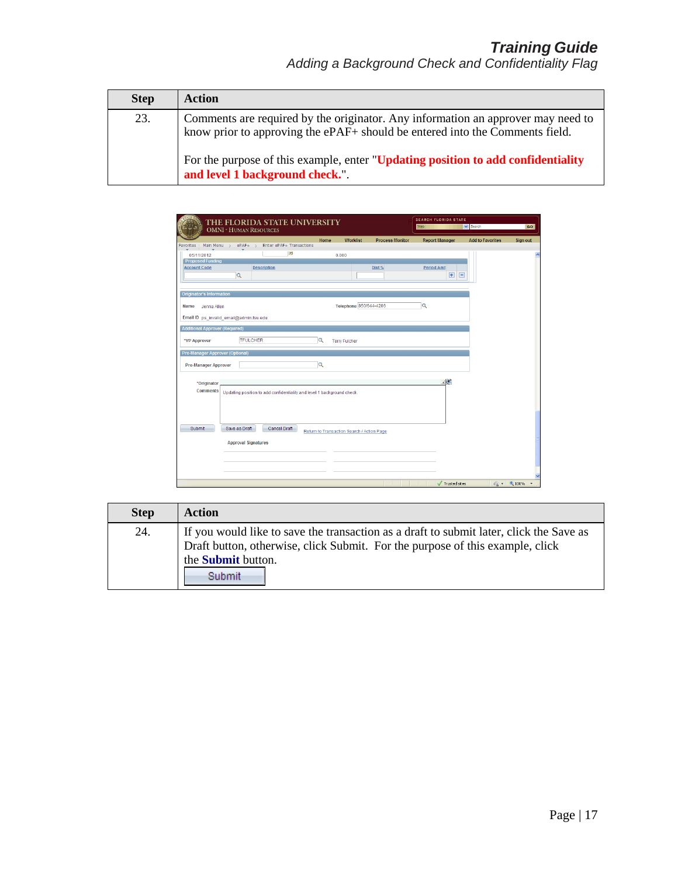| Step | Action |
| --- | --- |
| 23. | Comments are required by the originator. Any information an approver may need to know prior to approving the ePAF+ should be entered into the Comments field.<br><br>For the purpose of this example, enter "**Updating position to add confidentiality and level 1 background check.**". |

| Step | Action |
| --- | --- |
| 24. | If you would like to save the transaction as a draft to submit later, click the Save as Draft button, otherwise, click Submit. For the purpose of this example, click the **Submit** button.<br>Submit |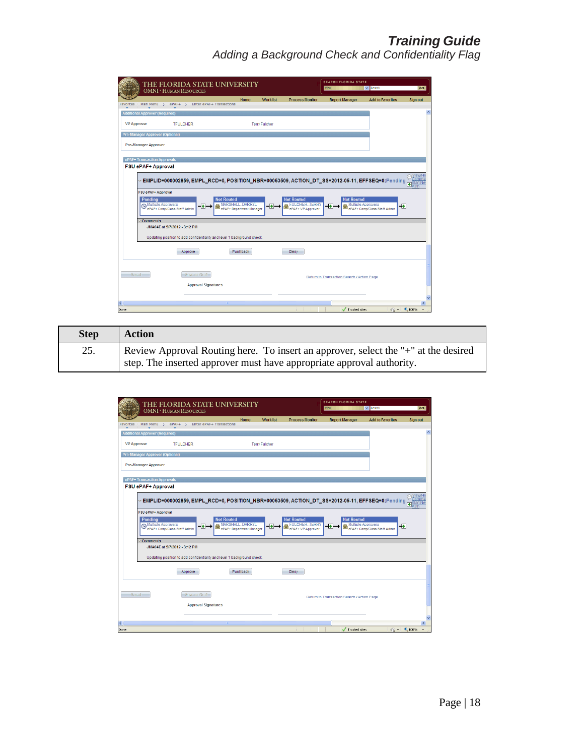| Step | Action |
| --- | --- |
| 25. | Review Approval Routing here. To insert an approver, select the "+" at the desired step. The inserted approver must have appropriate approval authority. |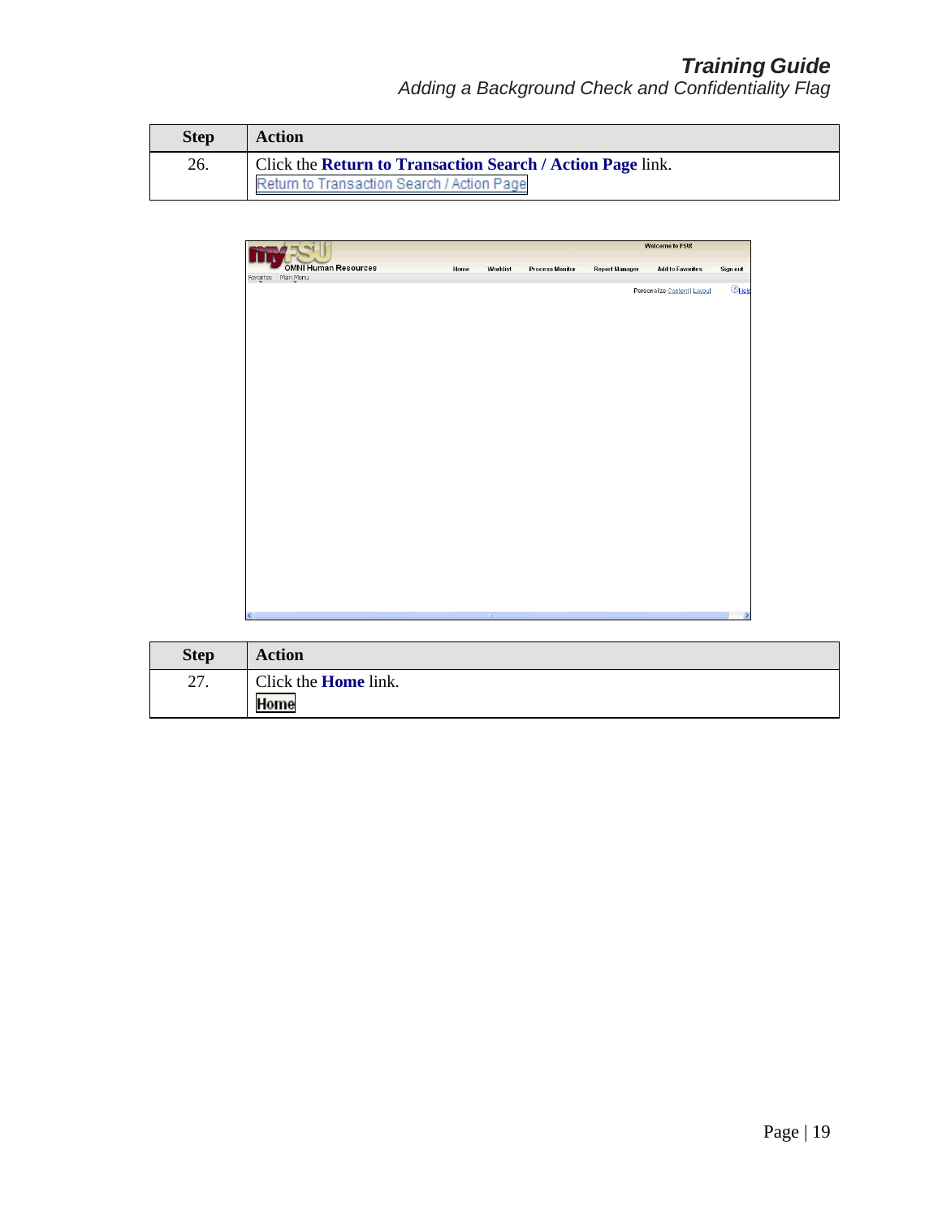| Step | Action |
| --- | --- |
| 26. | Click the **Return to Transaction Search / Action Page** link.<br>Return to Transaction Search / Action Page |

| Step | Action |
| --- | --- |
| 27. | Click the **Home** link.<br>Home |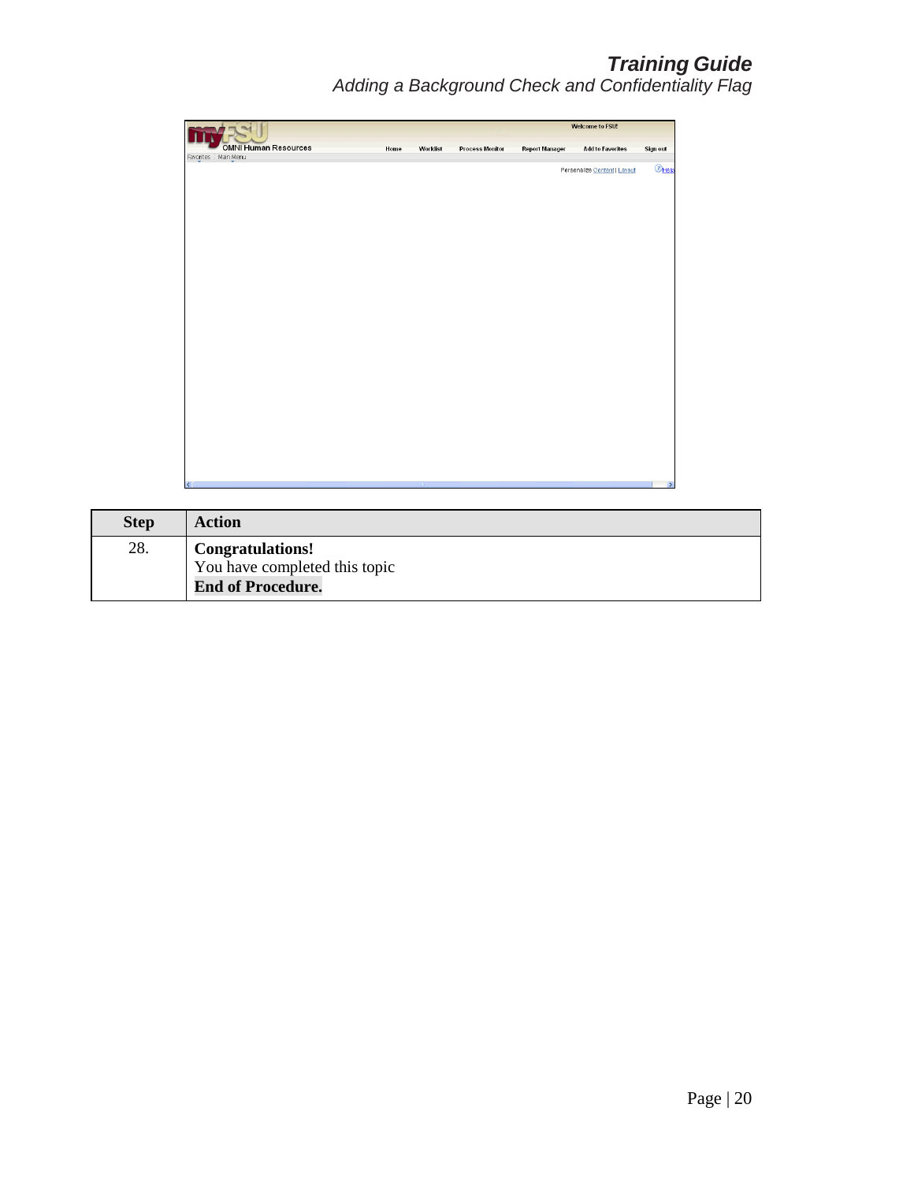| Step | Action |
|---|---|
| 28. | **Congratulations!**<br>You have completed this topic<br>**End of Procedure.** |